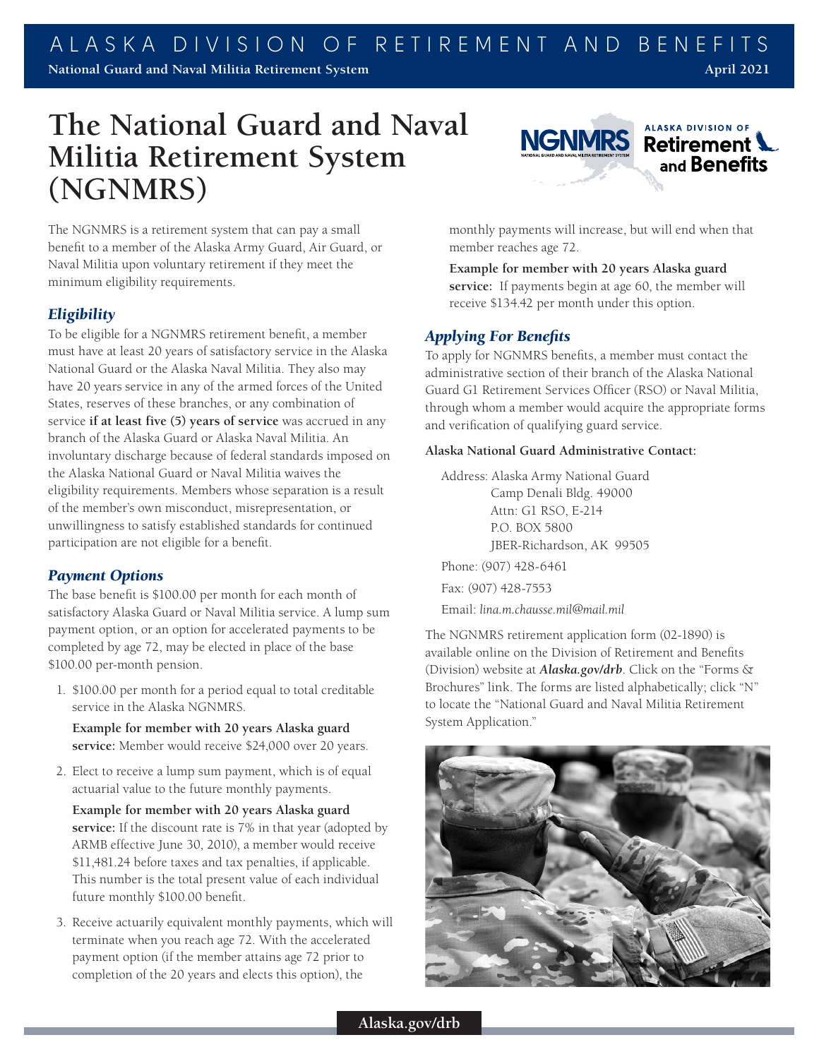# The National Guard and Naval Militia Retirement System (NGNMRS)

The NGNMRS is a retirement system that can pay a small benefit to a member of the Alaska Army Guard, Air Guard, or Naval Militia upon voluntary retirement if they meet the minimum eligibility requirements.

## *Eligibility*

To be eligible for a NGNMRS retirement benefit, a member must have at least 20 years of satisfactory service in the Alaska National Guard or the Alaska Naval Militia. They also may have 20 years service in any of the armed forces of the United States, reserves of these branches, or any combination of service **if at least five (5) years of service** was accrued in any branch of the Alaska Guard or Alaska Naval Militia. An involuntary discharge because of federal standards imposed on the Alaska National Guard or Naval Militia waives the eligibility requirements. Members whose separation is a result of the member's own misconduct, misrepresentation, or unwillingness to satisfy established standards for continued participation are not eligible for a benefit.

## *Payment Options*

The base benefit is $100.00 per month for each month of satisfactory Alaska Guard or Naval Militia service. A lump sum payment option, or an option for accelerated payments to be completed by age 72, may be elected in place of the base $100.00 per-month pension.

1. $100.00 per month for a period equal to total creditable service in the Alaska NGNMRS.

   **Example for member with 20 years Alaska guard service:** Member would receive $24,000 over 20 years.

2. Elect to receive a lump sum payment, which is of equal actuarial value to the future monthly payments.

   **Example for member with 20 years Alaska guard service:** If the discount rate is 7% in that year (adopted by ARMB effective June 30, 2010), a member would receive $11,481.24 before taxes and tax penalties, if applicable. This number is the total present value of each individual future monthly $100.00 benefit.

3. Receive actuarily equivalent monthly payments, which will terminate when you reach age 72. With the accelerated payment option (if the member attains age 72 prior to completion of the 20 years and elects this option), the monthly payments will increase, but will end when that member reaches age 72.

   **Example for member with 20 years Alaska guard service:** If payments begin at age 60, the member will receive $134.42 per month under this option.

## *Applying For Benefits*

To apply for NGNMRS benefits, a member must contact the administrative section of their branch of the Alaska National Guard G1 Retirement Services Officer (RSO) or Naval Militia, through whom a member would acquire the appropriate forms and verification of qualifying guard service.

**Alaska National Guard Administrative Contact:**

Address: Alaska Army National Guard
Camp Denali Bldg. 49000
Attn: G1 RSO, E-214
P.O. BOX 5800
JBER-Richardson, AK 99505

Phone: (907) 428-6461

Fax: (907) 428-7553

Email: *lina.m.chausse.mil@mail.mil*

The NGNMRS retirement application form (02-1890) is available online on the Division of Retirement and Benefits (Division) website at ***Alaska.gov/drb***. Click on the "Forms & Brochures" link. The forms are listed alphabetically; click "N" to locate the "National Guard and Naval Militia Retirement System Application."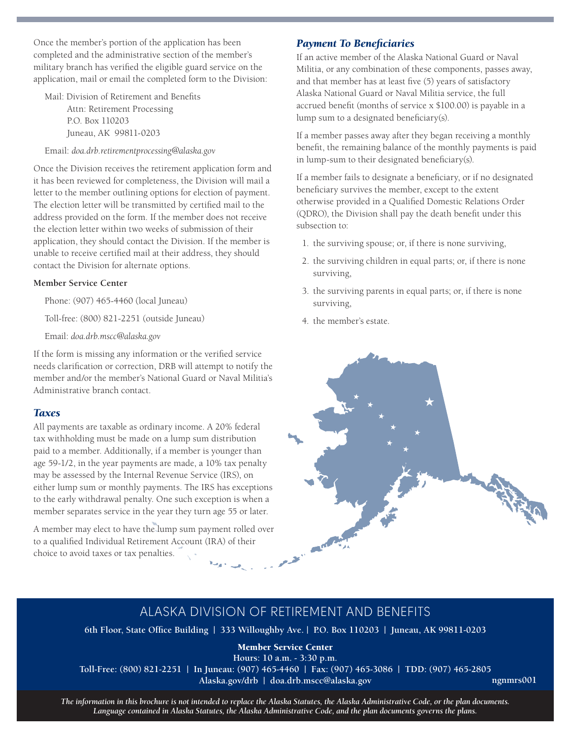Once the member's portion of the application has been completed and the administrative section of the member's military branch has verified the eligible guard service on the application, mail or email the completed form to the Division:

Mail: Division of Retirement and Benefits
Attn: Retirement Processing
P.O. Box 110203
Juneau, AK 99811-0203

Email: *doa.drb.retirementprocessing@alaska.gov*

Once the Division receives the retirement application form and it has been reviewed for completeness, the Division will mail a letter to the member outlining options for election of payment. The election letter will be transmitted by certified mail to the address provided on the form. If the member does not receive the election letter within two weeks of submission of their application, they should contact the Division. If the member is unable to receive certified mail at their address, they should contact the Division for alternate options.

**Member Service Center**

Phone: (907) 465-4460 (local Juneau)

Toll-free: (800) 821-2251 (outside Juneau)

Email: *doa.drb.mscc@alaska.gov*

If the form is missing any information or the verified service needs clarification or correction, DRB will attempt to notify the member and/or the member's National Guard or Naval Militia's Administrative branch contact.

## *Taxes*

All payments are taxable as ordinary income. A 20% federal tax withholding must be made on a lump sum distribution paid to a member. Additionally, if a member is younger than age 59-1/2, in the year payments are made, a 10% tax penalty may be assessed by the Internal Revenue Service (IRS), on either lump sum or monthly payments. The IRS has exceptions to the early withdrawal penalty. One such exception is when a member separates service in the year they turn age 55 or later.

A member may elect to have the lump sum payment rolled over to a qualified Individual Retirement Account (IRA) of their choice to avoid taxes or tax penalties.

## *Payment To Beneficiaries*

If an active member of the Alaska National Guard or Naval Militia, or any combination of these components, passes away, and that member has at least five (5) years of satisfactory Alaska National Guard or Naval Militia service, the full accrued benefit (months of service x $100.00) is payable in a lump sum to a designated beneficiary(s).

If a member passes away after they began receiving a monthly benefit, the remaining balance of the monthly payments is paid in lump-sum to their designated beneficiary(s).

If a member fails to designate a beneficiary, or if no designated beneficiary survives the member, except to the extent otherwise provided in a Qualified Domestic Relations Order (QDRO), the Division shall pay the death benefit under this subsection to:

1. the surviving spouse; or, if there is none surviving,
2. the surviving children in equal parts; or, if there is none surviving,
3. the surviving parents in equal parts; or, if there is none surviving,
4. the member's estate.

## ALASKA DIVISION OF RETIREMENT AND BENEFITS

**6th Floor, State Office Building | 333 Willoughby Ave. | P.O. Box 110203 | Juneau, AK 99811-0203**

**Member Service Center**
**Hours: 10 a.m. - 3:30 p.m.**
**Toll-Free: (800) 821-2251 | In Juneau: (907) 465-4460 | Fax: (907) 465-3086 | TDD: (907) 465-2805**
**Alaska.gov/drb | doa.drb.mscc@alaska.gov**

**ngnmrs001**

***The information in this brochure is not intended to replace the Alaska Statutes, the Alaska Administrative Code, or the plan documents. Language contained in Alaska Statutes, the Alaska Administrative Code, and the plan documents governs the plans.***